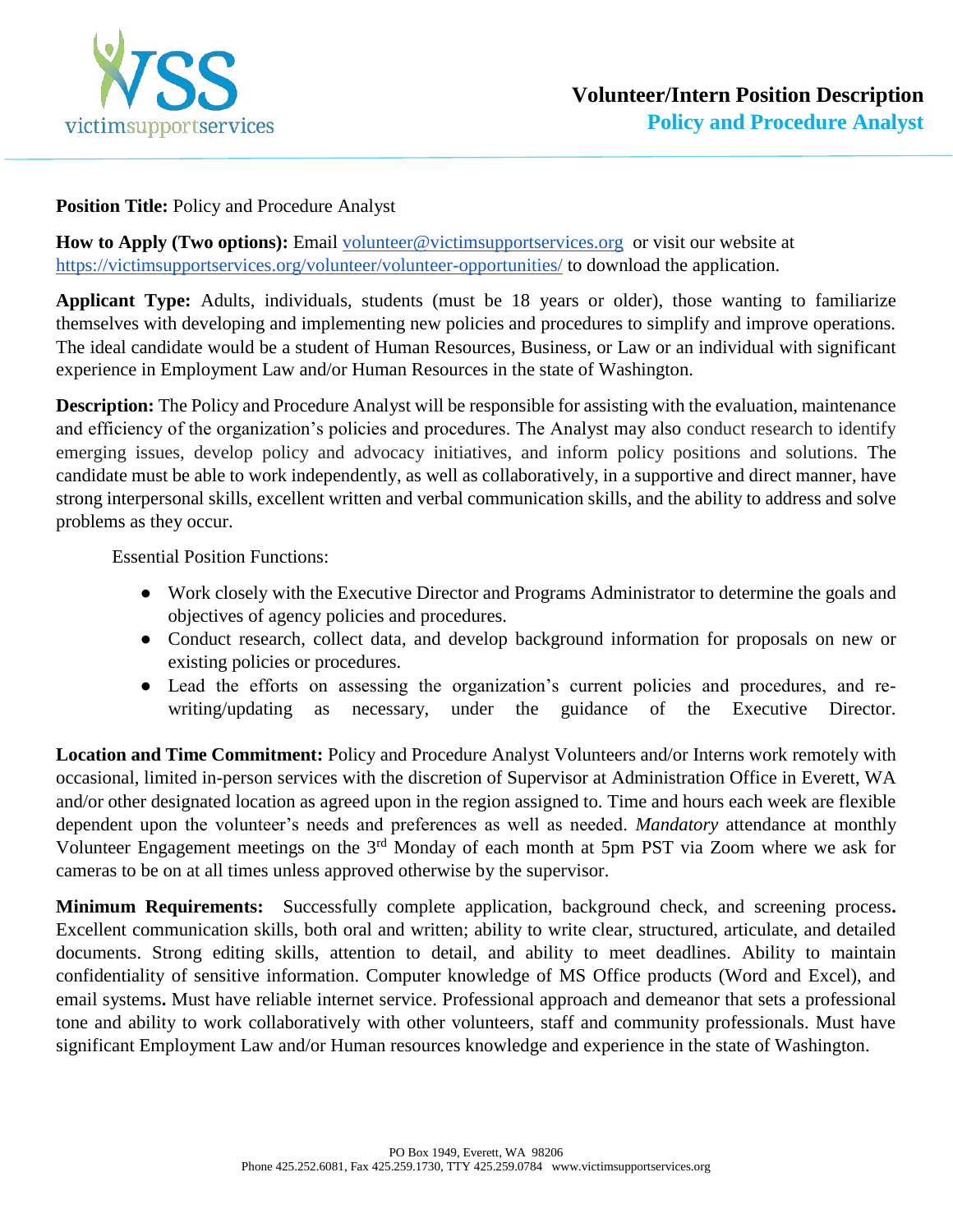victimsupportservices

# Volunteer/Intern Position Description

## Policy and Procedure Analyst

**Position Title:** Policy and Procedure Analyst

**How to Apply (Two options):** Email volunteer@victimsupportservices.org or visit our website at https://victimsupportservices.org/volunteer/volunteer-opportunities/ to download the application.

**Applicant Type:** Adults, individuals, students (must be 18 years or older), those wanting to familiarize themselves with developing and implementing new policies and procedures to simplify and improve operations. The ideal candidate would be a student of Human Resources, Business, or Law or an individual with significant experience in Employment Law and/or Human Resources in the state of Washington.

**Description:** The Policy and Procedure Analyst will be responsible for assisting with the evaluation, maintenance and efficiency of the organization's policies and procedures. The Analyst may also conduct research to identify emerging issues, develop policy and advocacy initiatives, and inform policy positions and solutions. The candidate must be able to work independently, as well as collaboratively, in a supportive and direct manner, have strong interpersonal skills, excellent written and verbal communication skills, and the ability to address and solve problems as they occur.

Essential Position Functions:

- Work closely with the Executive Director and Programs Administrator to determine the goals and objectives of agency policies and procedures.
- Conduct research, collect data, and develop background information for proposals on new or existing policies or procedures.
- Lead the efforts on assessing the organization's current policies and procedures, and re-writing/updating as necessary, under the guidance of the Executive Director.

**Location and Time Commitment:** Policy and Procedure Analyst Volunteers and/or Interns work remotely with occasional, limited in-person services with the discretion of Supervisor at Administration Office in Everett, WA and/or other designated location as agreed upon in the region assigned to. Time and hours each week are flexible dependent upon the volunteer's needs and preferences as well as needed. *Mandatory* attendance at monthly Volunteer Engagement meetings on the 3rd Monday of each month at 5pm PST via Zoom where we ask for cameras to be on at all times unless approved otherwise by the supervisor.

**Minimum Requirements:** Successfully complete application, background check, and screening process**.** Excellent communication skills, both oral and written; ability to write clear, structured, articulate, and detailed documents. Strong editing skills, attention to detail, and ability to meet deadlines. Ability to maintain confidentiality of sensitive information. Computer knowledge of MS Office products (Word and Excel), and email systems**.** Must have reliable internet service. Professional approach and demeanor that sets a professional tone and ability to work collaboratively with other volunteers, staff and community professionals. Must have significant Employment Law and/or Human resources knowledge and experience in the state of Washington.

PO Box 1949, Everett, WA 98206
Phone 425.252.6081, Fax 425.259.1730, TTY 425.259.0784 www.victimsupportservices.org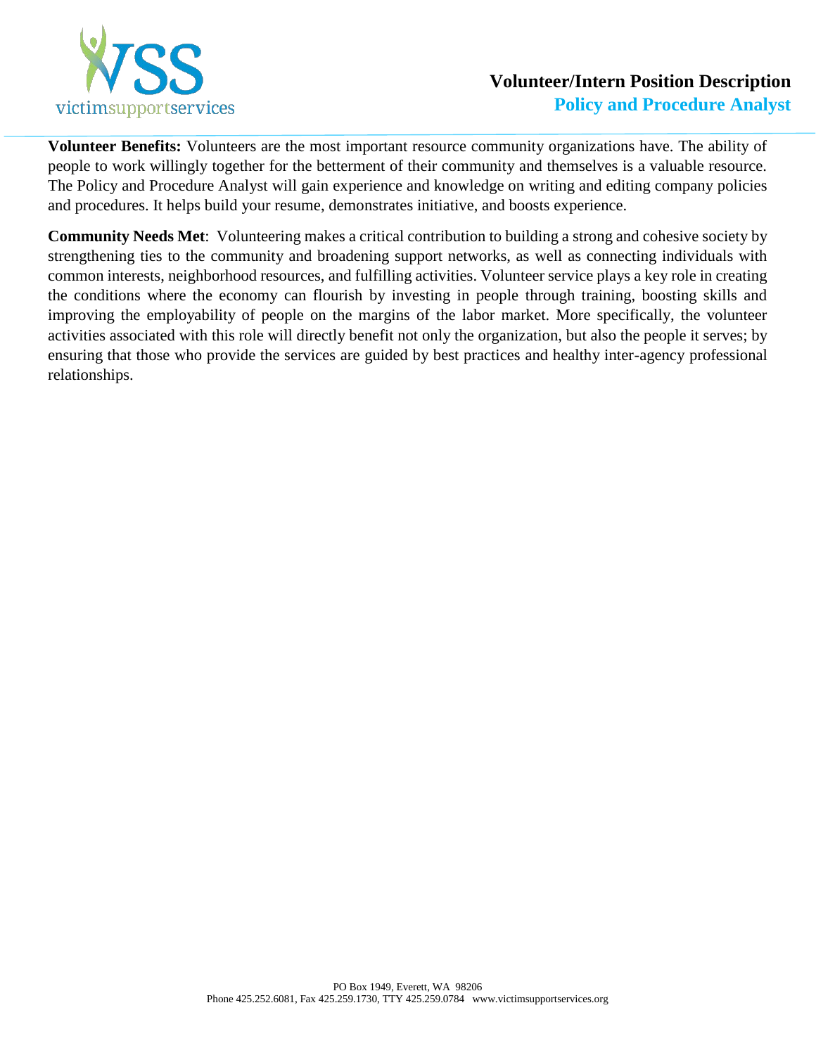**Volunteer Benefits:** Volunteers are the most important resource community organizations have. The ability of people to work willingly together for the betterment of their community and themselves is a valuable resource. The Policy and Procedure Analyst will gain experience and knowledge on writing and editing company policies and procedures. It helps build your resume, demonstrates initiative, and boosts experience.

**Community Needs Met**: Volunteering makes a critical contribution to building a strong and cohesive society by strengthening ties to the community and broadening support networks, as well as connecting individuals with common interests, neighborhood resources, and fulfilling activities. Volunteer service plays a key role in creating the conditions where the economy can flourish by investing in people through training, boosting skills and improving the employability of people on the margins of the labor market. More specifically, the volunteer activities associated with this role will directly benefit not only the organization, but also the people it serves; by ensuring that those who provide the services are guided by best practices and healthy inter-agency professional relationships.